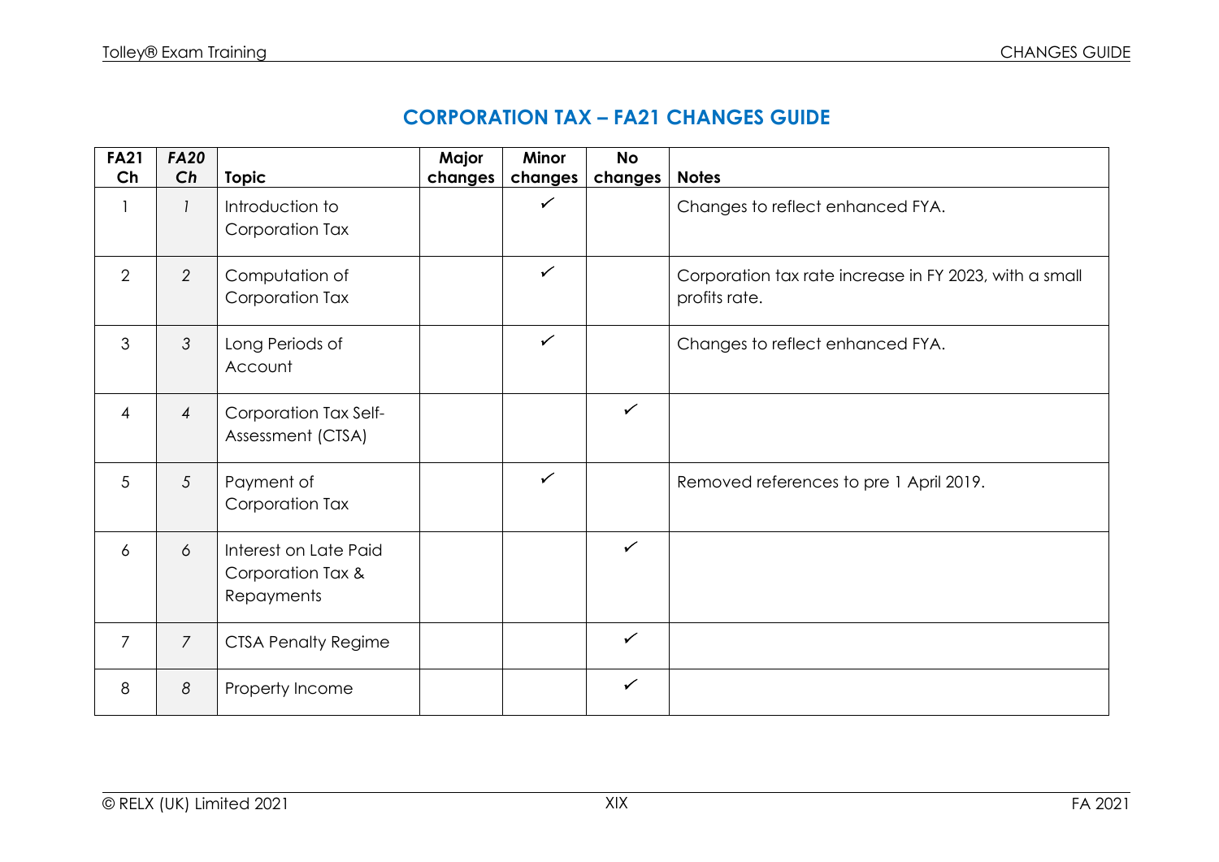# CORPORATION TAX – FA21 CHANGES GUIDE

| FA21 Ch | *FA20 Ch* | Topic | Major changes | Minor changes | No changes | Notes |
|---|---|---|---|---|---|---|
| 1 | *1* | Introduction to Corporation Tax | | ✓ | | Changes to reflect enhanced FYA. |
| 2 | *2* | Computation of Corporation Tax | | ✓ | | Corporation tax rate increase in FY 2023, with a small profits rate. |
| 3 | *3* | Long Periods of Account | | ✓ | | Changes to reflect enhanced FYA. |
| 4 | *4* | Corporation Tax Self-Assessment (CTSA) | | | ✓ | |
| 5 | *5* | Payment of Corporation Tax | | ✓ | | Removed references to pre 1 April 2019. |
| 6 | *6* | Interest on Late Paid Corporation Tax & Repayments | | | ✓ | |
| 7 | *7* | CTSA Penalty Regime | | | ✓ | |
| 8 | *8* | Property Income | | | ✓ | |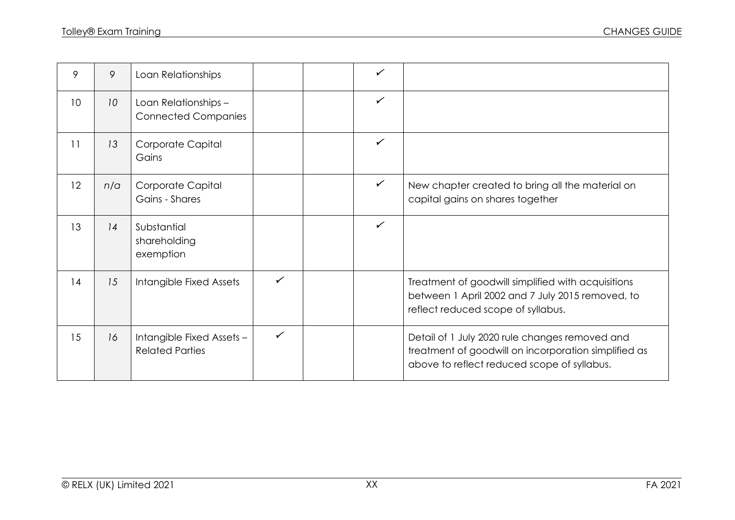| | | | | | | |
|---|---|---|---|---|---|---|
| 9 | *9* | Loan Relationships | | | ✓ | |
| 10 | *10* | Loan Relationships – Connected Companies | | | ✓ | |
| 11 | *13* | Corporate Capital Gains | | | ✓ | |
| 12 | *n/a* | Corporate Capital Gains - Shares | | | ✓ | New chapter created to bring all the material on capital gains on shares together |
| 13 | *14* | Substantial shareholding exemption | | | ✓ | |
| 14 | *15* | Intangible Fixed Assets | ✓ | | | Treatment of goodwill simplified with acquisitions between 1 April 2002 and 7 July 2015 removed, to reflect reduced scope of syllabus. |
| 15 | *16* | Intangible Fixed Assets – Related Parties | ✓ | | | Detail of 1 July 2020 rule changes removed and treatment of goodwill on incorporation simplified as above to reflect reduced scope of syllabus. |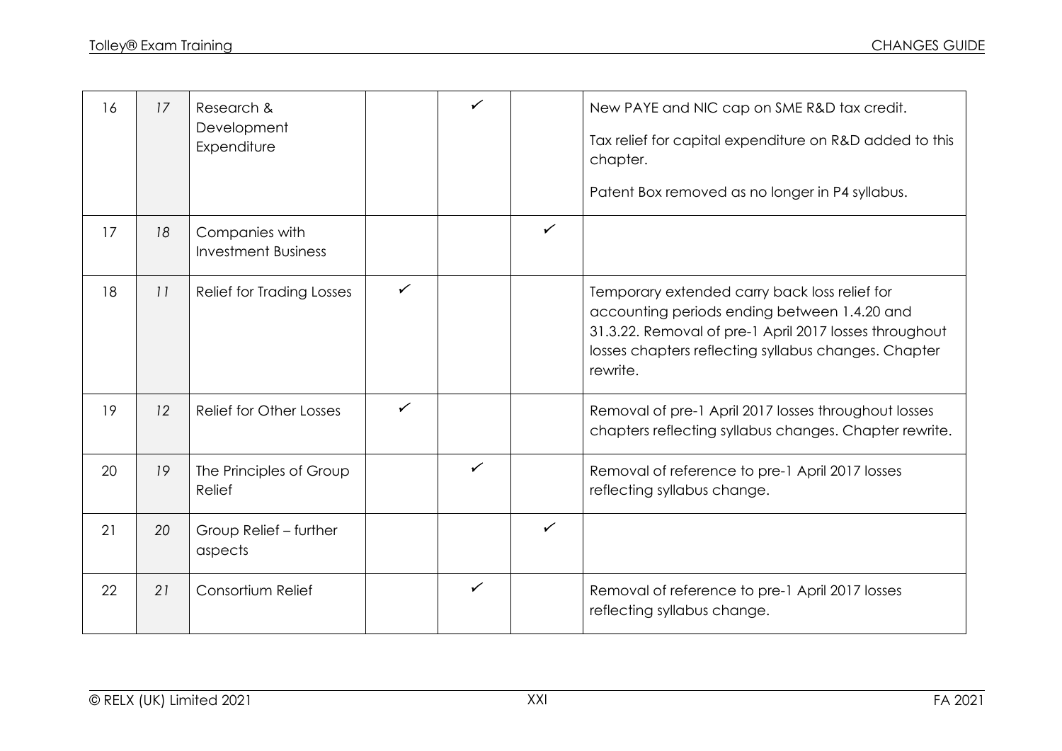| 16 | 17 | Research & Development Expenditure | | ✓ | | New PAYE and NIC cap on SME R&D tax credit. Tax relief for capital expenditure on R&D added to this chapter. Patent Box removed as no longer in P4 syllabus. |
|---|---|---|---|---|---|---|
| 17 | 18 | Companies with Investment Business | | | ✓ | |
| 18 | 11 | Relief for Trading Losses | ✓ | | | Temporary extended carry back loss relief for accounting periods ending between 1.4.20 and 31.3.22. Removal of pre-1 April 2017 losses throughout losses chapters reflecting syllabus changes. Chapter rewrite. |
| 19 | 12 | Relief for Other Losses | ✓ | | | Removal of pre-1 April 2017 losses throughout losses chapters reflecting syllabus changes. Chapter rewrite. |
| 20 | 19 | The Principles of Group Relief | | ✓ | | Removal of reference to pre-1 April 2017 losses reflecting syllabus change. |
| 21 | 20 | Group Relief – further aspects | | | ✓ | |
| 22 | 21 | Consortium Relief | | ✓ | | Removal of reference to pre-1 April 2017 losses reflecting syllabus change. |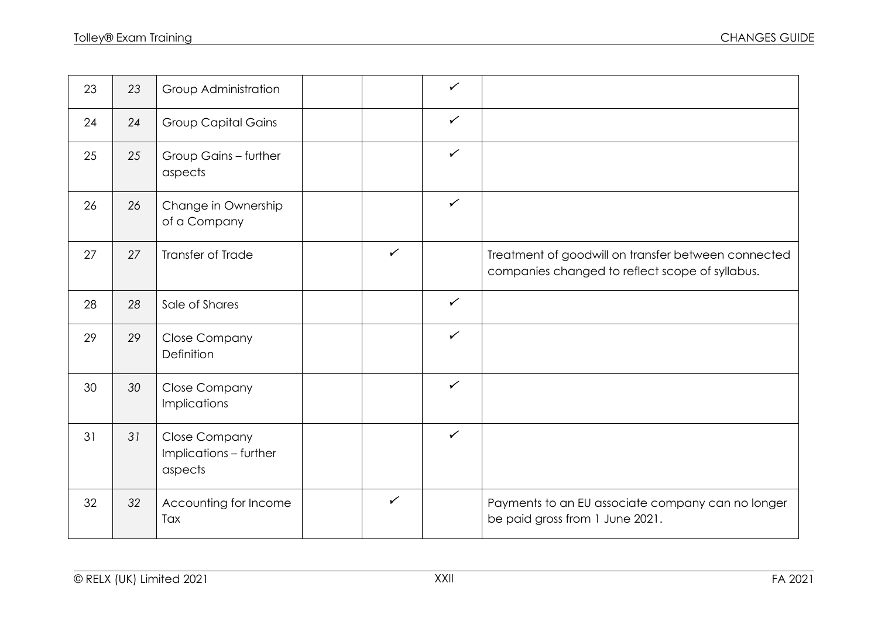| | | | | | | |
|---|---|---|---|---|---|---|
| 23 | 23 | Group Administration | | | ✓ | |
| 24 | 24 | Group Capital Gains | | | ✓ | |
| 25 | 25 | Group Gains – further aspects | | | ✓ | |
| 26 | 26 | Change in Ownership of a Company | | | ✓ | |
| 27 | 27 | Transfer of Trade | | ✓ | | Treatment of goodwill on transfer between connected companies changed to reflect scope of syllabus. |
| 28 | 28 | Sale of Shares | | | ✓ | |
| 29 | 29 | Close Company Definition | | | ✓ | |
| 30 | 30 | Close Company Implications | | | ✓ | |
| 31 | 31 | Close Company Implications – further aspects | | | ✓ | |
| 32 | 32 | Accounting for Income Tax | | ✓ | | Payments to an EU associate company can no longer be paid gross from 1 June 2021. |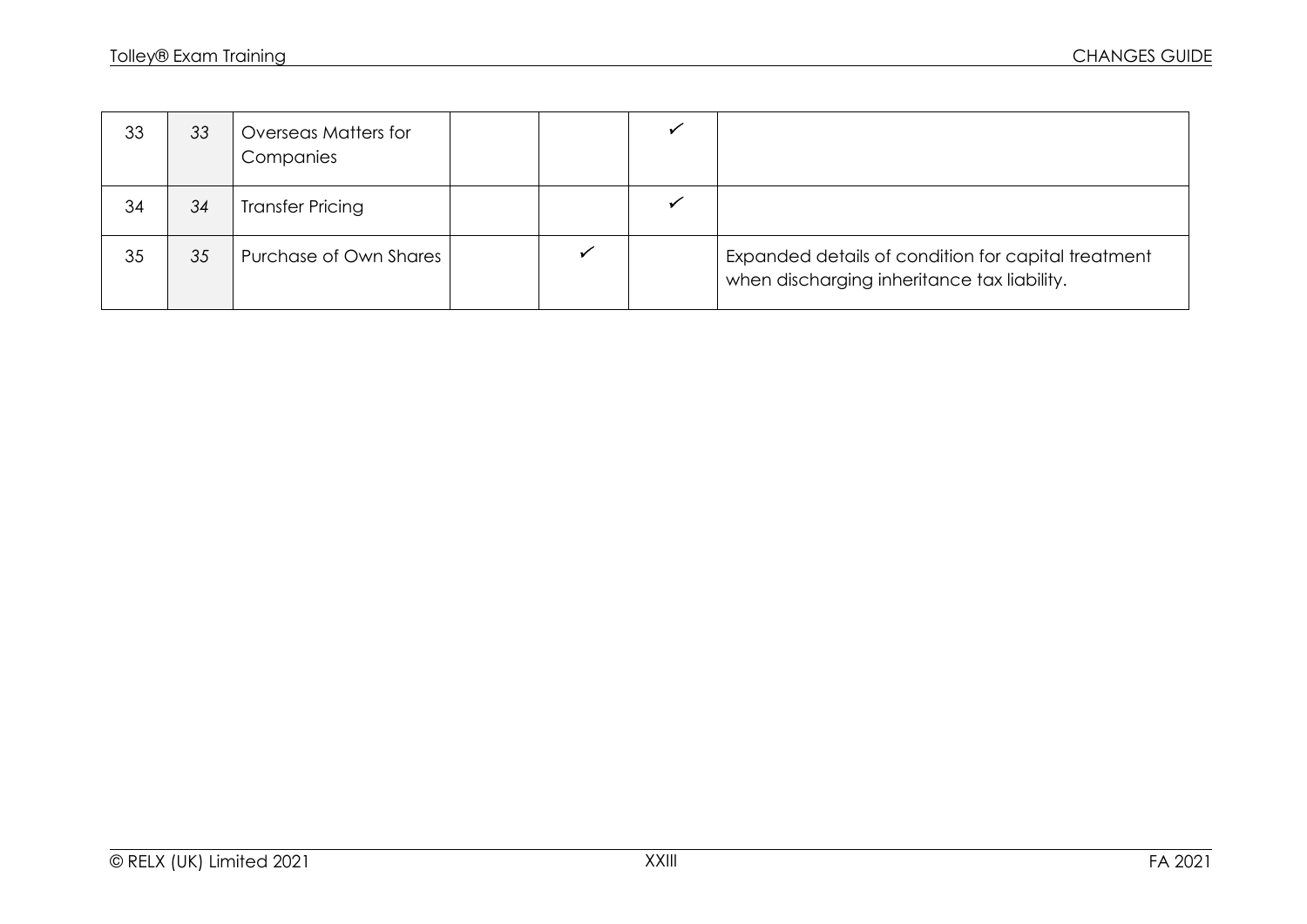| | | | | | | |
|---|---|---|---|---|---|---|
| 33 | *33* | Overseas Matters for Companies | | | ✓ | |
| 34 | *34* | Transfer Pricing | | | ✓ | |
| 35 | *35* | Purchase of Own Shares | | ✓ | | Expanded details of condition for capital treatment when discharging inheritance tax liability. |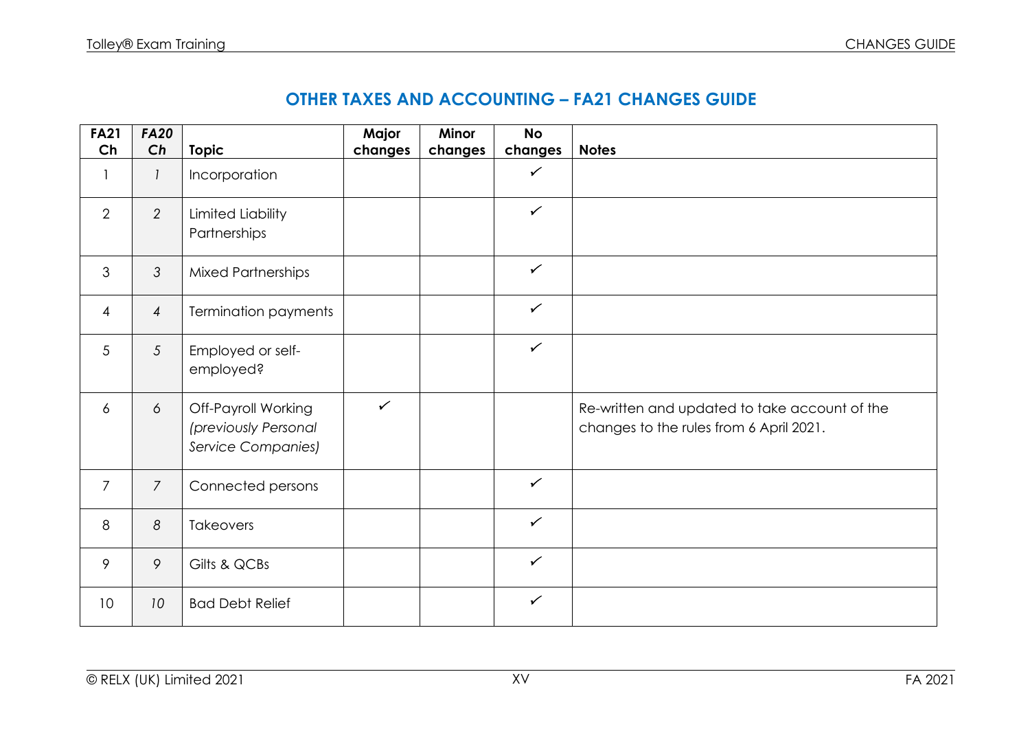## OTHER TAXES AND ACCOUNTING – FA21 CHANGES GUIDE

| FA21 Ch | *FA20 Ch* | Topic | Major changes | Minor changes | No changes | Notes |
|---|---|---|---|---|---|---|
| 1 | *1* | Incorporation | | | ✓ | |
| 2 | *2* | Limited Liability Partnerships | | | ✓ | |
| 3 | *3* | Mixed Partnerships | | | ✓ | |
| 4 | *4* | Termination payments | | | ✓ | |
| 5 | *5* | Employed or self-employed? | | | ✓ | |
| 6 | *6* | Off-Payroll Working *(previously Personal Service Companies)* | ✓ | | | Re-written and updated to take account of the changes to the rules from 6 April 2021. |
| 7 | *7* | Connected persons | | | ✓ | |
| 8 | *8* | Takeovers | | | ✓ | |
| 9 | *9* | Gilts & QCBs | | | ✓ | |
| 10 | *10* | Bad Debt Relief | | | ✓ | |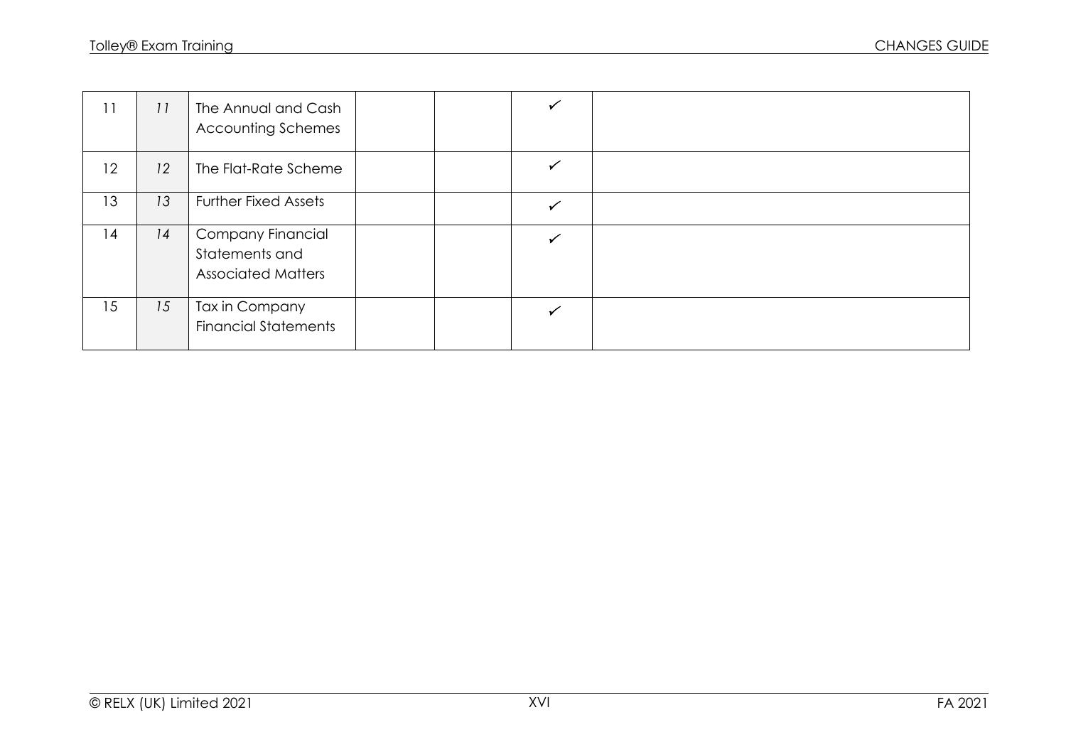| | | | | | | |
|---|---|---|---|---|---|---|
| 11 | *11* | The Annual and Cash Accounting Schemes | | | ✓ | |
| 12 | *12* | The Flat-Rate Scheme | | | ✓ | |
| 13 | *13* | Further Fixed Assets | | | ✓ | |
| 14 | *14* | Company Financial Statements and Associated Matters | | | ✓ | |
| 15 | *15* | Tax in Company Financial Statements | | | ✓ | |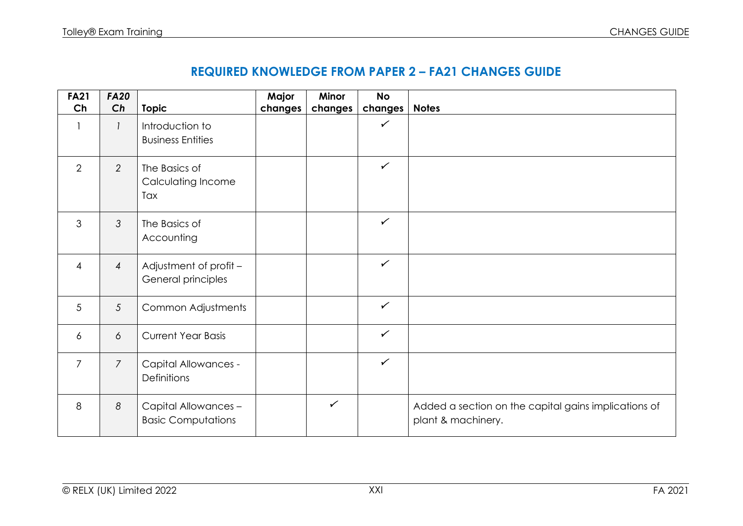## REQUIRED KNOWLEDGE FROM PAPER 2 – FA21 CHANGES GUIDE

| FA21 Ch | *FA20 Ch* | Topic | Major changes | Minor changes | No changes | Notes |
|---|---|---|---|---|---|---|
| 1 | *1* | Introduction to Business Entities | | | ✓ | |
| 2 | *2* | The Basics of Calculating Income Tax | | | ✓ | |
| 3 | *3* | The Basics of Accounting | | | ✓ | |
| 4 | *4* | Adjustment of profit – General principles | | | ✓ | |
| 5 | *5* | Common Adjustments | | | ✓ | |
| 6 | *6* | Current Year Basis | | | ✓ | |
| 7 | *7* | Capital Allowances - Definitions | | | ✓ | |
| 8 | *8* | Capital Allowances – Basic Computations | | ✓ | | Added a section on the capital gains implications of plant & machinery. |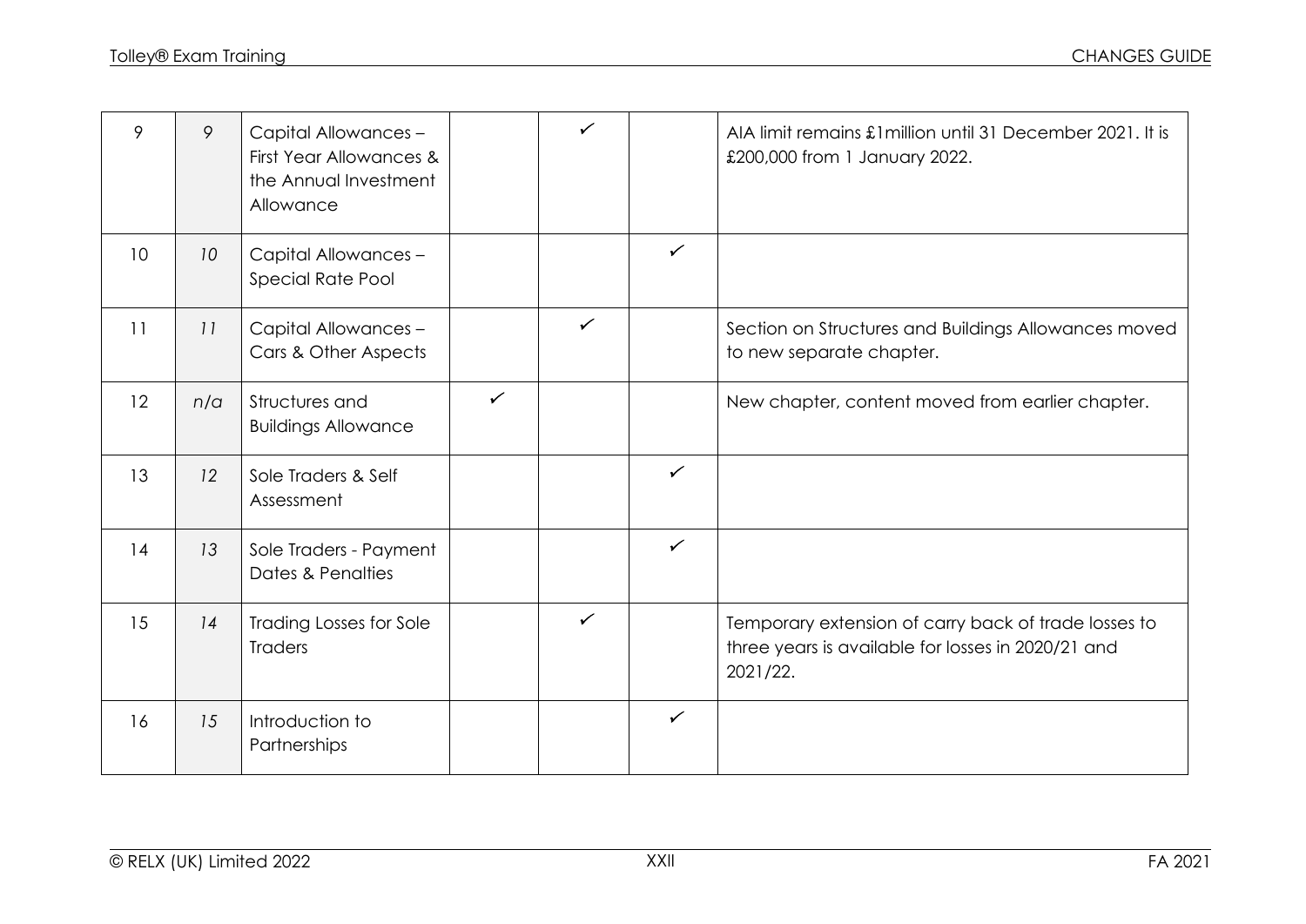| | | | | | | |
|---|---|---|---|---|---|---|
| 9 | *9* | Capital Allowances – First Year Allowances & the Annual Investment Allowance | | ✓ | | AIA limit remains £1million until 31 December 2021. It is £200,000 from 1 January 2022. |
| 10 | *10* | Capital Allowances – Special Rate Pool | | | ✓ | |
| 11 | *11* | Capital Allowances – Cars & Other Aspects | | ✓ | | Section on Structures and Buildings Allowances moved to new separate chapter. |
| 12 | *n/a* | Structures and Buildings Allowance | ✓ | | | New chapter, content moved from earlier chapter. |
| 13 | *12* | Sole Traders & Self Assessment | | | ✓ | |
| 14 | *13* | Sole Traders - Payment Dates & Penalties | | | ✓ | |
| 15 | *14* | Trading Losses for Sole Traders | | ✓ | | Temporary extension of carry back of trade losses to three years is available for losses in 2020/21 and 2021/22. |
| 16 | *15* | Introduction to Partnerships | | | ✓ | |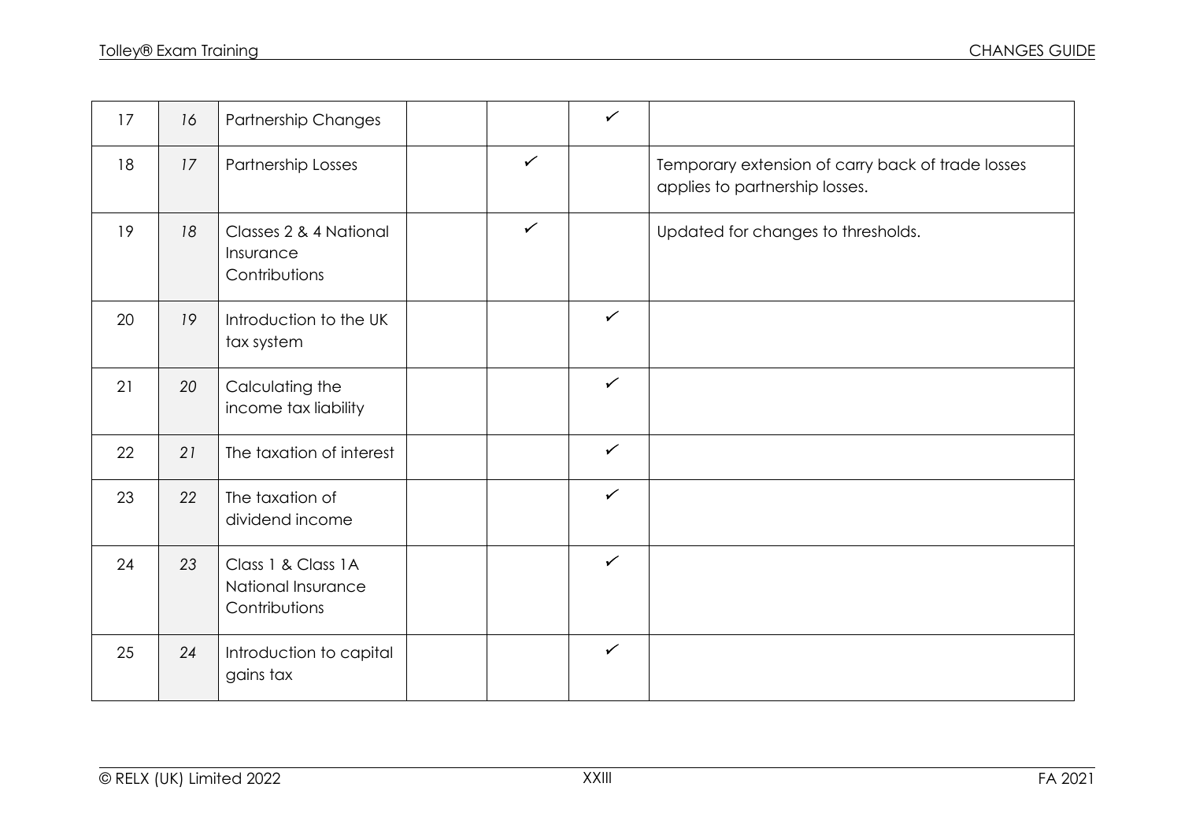| | | | | | | |
|---|---|---|---|---|---|---|
| 17 | *16* | Partnership Changes | | | ✓ | |
| 18 | *17* | Partnership Losses | | ✓ | | Temporary extension of carry back of trade losses applies to partnership losses. |
| 19 | *18* | Classes 2 & 4 National Insurance Contributions | | ✓ | | Updated for changes to thresholds. |
| 20 | *19* | Introduction to the UK tax system | | | ✓ | |
| 21 | *20* | Calculating the income tax liability | | | ✓ | |
| 22 | *21* | The taxation of interest | | | ✓ | |
| 23 | *22* | The taxation of dividend income | | | ✓ | |
| 24 | *23* | Class 1 & Class 1A National Insurance Contributions | | | ✓ | |
| 25 | *24* | Introduction to capital gains tax | | | ✓ | |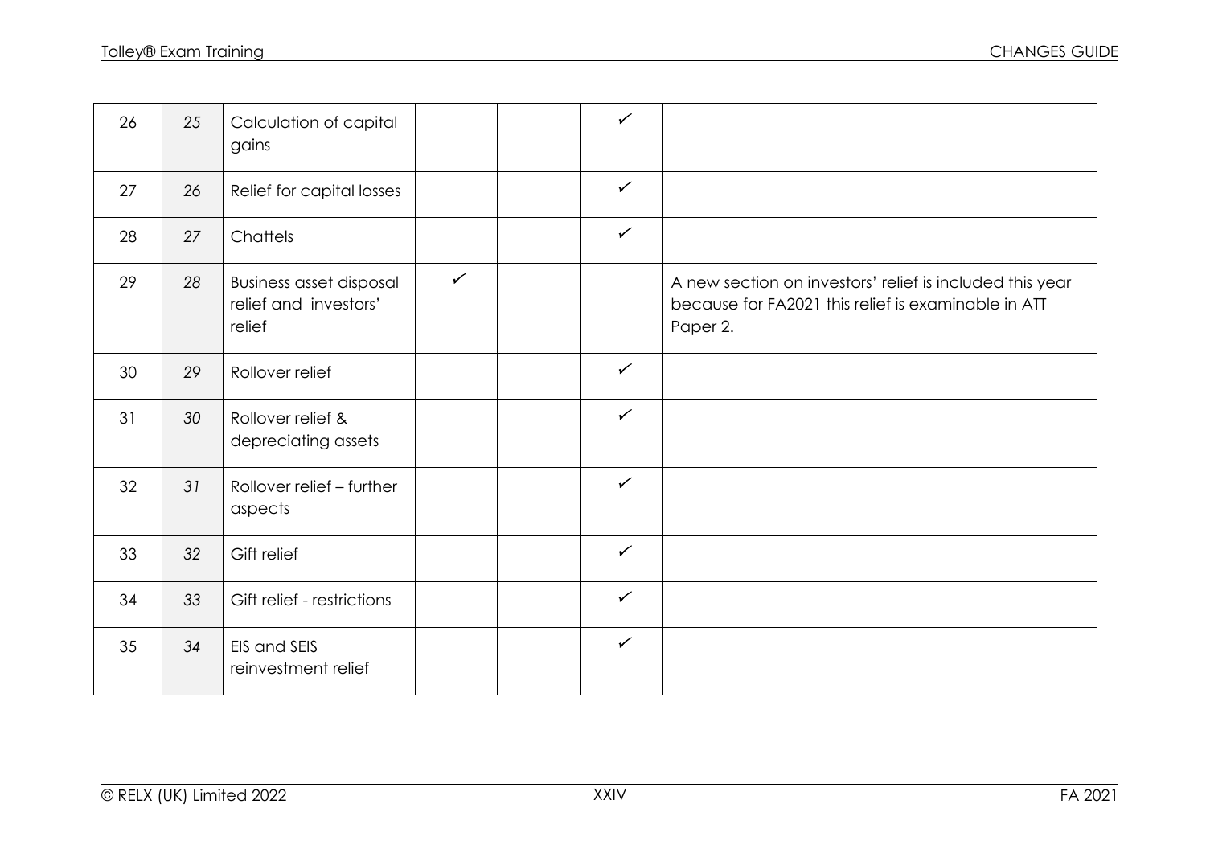| | | | | | | |
|---|---|---|---|---|---|---|
| 26 | 25 | Calculation of capital gains | | | ✓ | |
| 27 | 26 | Relief for capital losses | | | ✓ | |
| 28 | 27 | Chattels | | | ✓ | |
| 29 | 28 | Business asset disposal relief and investors' relief | ✓ | | | A new section on investors' relief is included this year because for FA2021 this relief is examinable in ATT Paper 2. |
| 30 | 29 | Rollover relief | | | ✓ | |
| 31 | 30 | Rollover relief & depreciating assets | | | ✓ | |
| 32 | 31 | Rollover relief – further aspects | | | ✓ | |
| 33 | 32 | Gift relief | | | ✓ | |
| 34 | 33 | Gift relief - restrictions | | | ✓ | |
| 35 | 34 | EIS and SEIS reinvestment relief | | | ✓ | |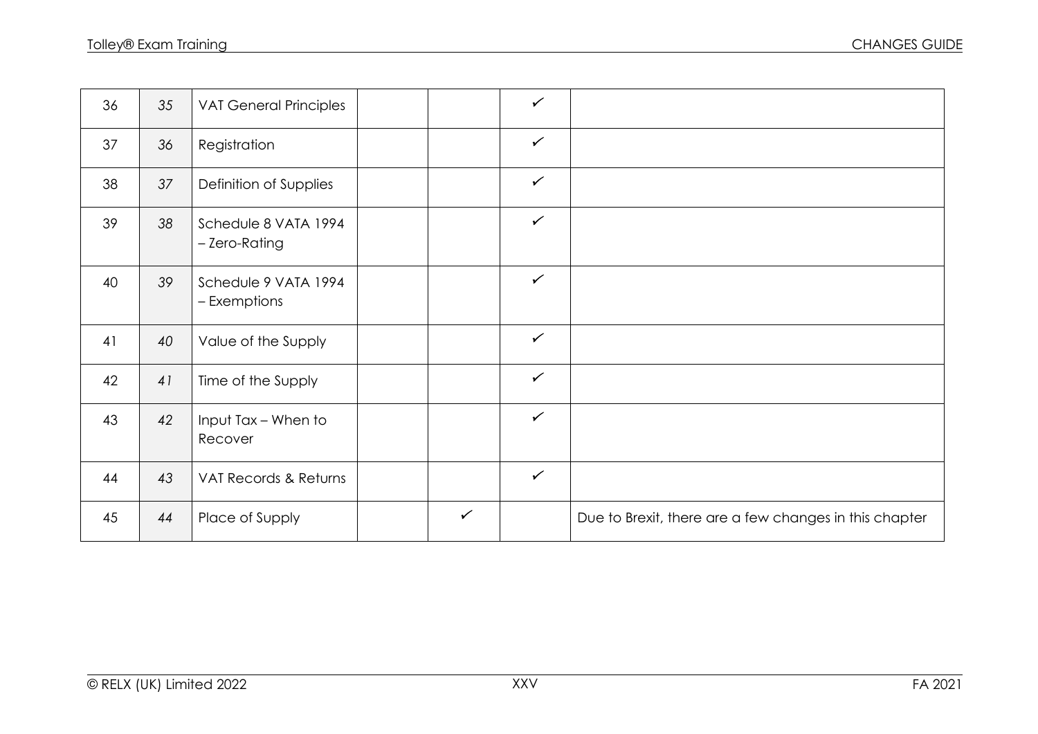| | | | | | | |
|---|---|---|---|---|---|---|
| 36 | *35* | VAT General Principles | | | ✓ | |
| 37 | *36* | Registration | | | ✓ | |
| 38 | *37* | Definition of Supplies | | | ✓ | |
| 39 | *38* | Schedule 8 VATA 1994 – Zero-Rating | | | ✓ | |
| 40 | *39* | Schedule 9 VATA 1994 – Exemptions | | | ✓ | |
| 41 | *40* | Value of the Supply | | | ✓ | |
| 42 | *41* | Time of the Supply | | | ✓ | |
| 43 | *42* | Input Tax – When to Recover | | | ✓ | |
| 44 | *43* | VAT Records & Returns | | | ✓ | |
| 45 | *44* | Place of Supply | | ✓ | | Due to Brexit, there are a few changes in this chapter |